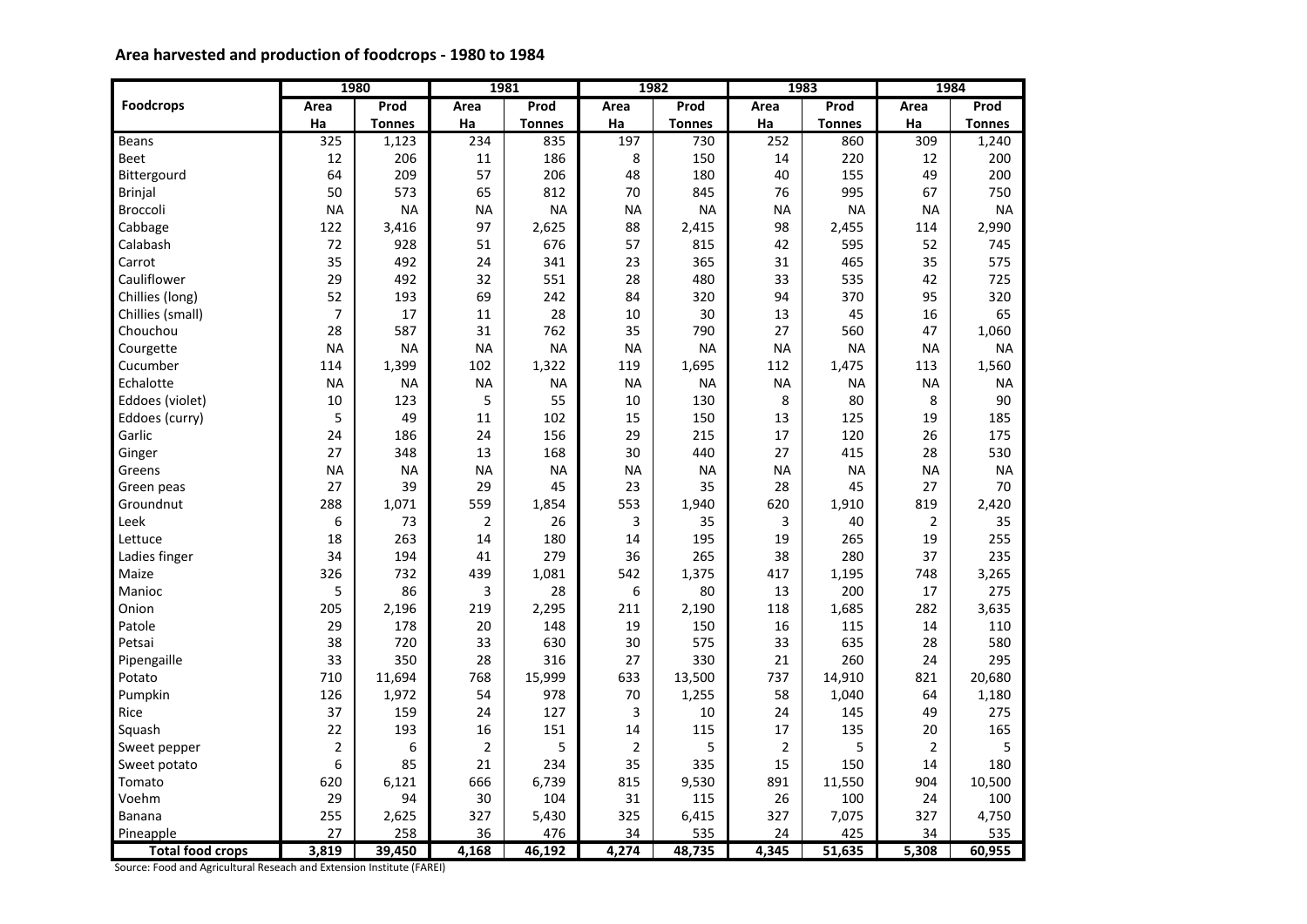## Area harvested and production of foodcrops - 1980 to 1984

| Foodcrops | 1980 | | 1981 | | 1982 | | 1983 | | 1984 | |
|---|---|---|---|---|---|---|---|---|---|---|
| | Area | Prod | Area | Prod | Area | Prod | Area | Prod | Area | Prod |
| | Ha | Tonnes | Ha | Tonnes | Ha | Tonnes | Ha | Tonnes | Ha | Tonnes |
| Beans | 325 | 1,123 | 234 | 835 | 197 | 730 | 252 | 860 | 309 | 1,240 |
| Beet | 12 | 206 | 11 | 186 | 8 | 150 | 14 | 220 | 12 | 200 |
| Bittergourd | 64 | 209 | 57 | 206 | 48 | 180 | 40 | 155 | 49 | 200 |
| Brinjal | 50 | 573 | 65 | 812 | 70 | 845 | 76 | 995 | 67 | 750 |
| Broccoli | NA | NA | NA | NA | NA | NA | NA | NA | NA | NA |
| Cabbage | 122 | 3,416 | 97 | 2,625 | 88 | 2,415 | 98 | 2,455 | 114 | 2,990 |
| Calabash | 72 | 928 | 51 | 676 | 57 | 815 | 42 | 595 | 52 | 745 |
| Carrot | 35 | 492 | 24 | 341 | 23 | 365 | 31 | 465 | 35 | 575 |
| Cauliflower | 29 | 492 | 32 | 551 | 28 | 480 | 33 | 535 | 42 | 725 |
| Chillies (long) | 52 | 193 | 69 | 242 | 84 | 320 | 94 | 370 | 95 | 320 |
| Chillies (small) | 7 | 17 | 11 | 28 | 10 | 30 | 13 | 45 | 16 | 65 |
| Chouchou | 28 | 587 | 31 | 762 | 35 | 790 | 27 | 560 | 47 | 1,060 |
| Courgette | NA | NA | NA | NA | NA | NA | NA | NA | NA | NA |
| Cucumber | 114 | 1,399 | 102 | 1,322 | 119 | 1,695 | 112 | 1,475 | 113 | 1,560 |
| Echalotte | NA | NA | NA | NA | NA | NA | NA | NA | NA | NA |
| Eddoes (violet) | 10 | 123 | 5 | 55 | 10 | 130 | 8 | 80 | 8 | 90 |
| Eddoes (curry) | 5 | 49 | 11 | 102 | 15 | 150 | 13 | 125 | 19 | 185 |
| Garlic | 24 | 186 | 24 | 156 | 29 | 215 | 17 | 120 | 26 | 175 |
| Ginger | 27 | 348 | 13 | 168 | 30 | 440 | 27 | 415 | 28 | 530 |
| Greens | NA | NA | NA | NA | NA | NA | NA | NA | NA | NA |
| Green peas | 27 | 39 | 29 | 45 | 23 | 35 | 28 | 45 | 27 | 70 |
| Groundnut | 288 | 1,071 | 559 | 1,854 | 553 | 1,940 | 620 | 1,910 | 819 | 2,420 |
| Leek | 6 | 73 | 2 | 26 | 3 | 35 | 3 | 40 | 2 | 35 |
| Lettuce | 18 | 263 | 14 | 180 | 14 | 195 | 19 | 265 | 19 | 255 |
| Ladies finger | 34 | 194 | 41 | 279 | 36 | 265 | 38 | 280 | 37 | 235 |
| Maize | 326 | 732 | 439 | 1,081 | 542 | 1,375 | 417 | 1,195 | 748 | 3,265 |
| Manioc | 5 | 86 | 3 | 28 | 6 | 80 | 13 | 200 | 17 | 275 |
| Onion | 205 | 2,196 | 219 | 2,295 | 211 | 2,190 | 118 | 1,685 | 282 | 3,635 |
| Patole | 29 | 178 | 20 | 148 | 19 | 150 | 16 | 115 | 14 | 110 |
| Petsai | 38 | 720 | 33 | 630 | 30 | 575 | 33 | 635 | 28 | 580 |
| Pipengaille | 33 | 350 | 28 | 316 | 27 | 330 | 21 | 260 | 24 | 295 |
| Potato | 710 | 11,694 | 768 | 15,999 | 633 | 13,500 | 737 | 14,910 | 821 | 20,680 |
| Pumpkin | 126 | 1,972 | 54 | 978 | 70 | 1,255 | 58 | 1,040 | 64 | 1,180 |
| Rice | 37 | 159 | 24 | 127 | 3 | 10 | 24 | 145 | 49 | 275 |
| Squash | 22 | 193 | 16 | 151 | 14 | 115 | 17 | 135 | 20 | 165 |
| Sweet pepper | 2 | 6 | 2 | 5 | 2 | 5 | 2 | 5 | 2 | 5 |
| Sweet potato | 6 | 85 | 21 | 234 | 35 | 335 | 15 | 150 | 14 | 180 |
| Tomato | 620 | 6,121 | 666 | 6,739 | 815 | 9,530 | 891 | 11,550 | 904 | 10,500 |
| Voehm | 29 | 94 | 30 | 104 | 31 | 115 | 26 | 100 | 24 | 100 |
| Banana | 255 | 2,625 | 327 | 5,430 | 325 | 6,415 | 327 | 7,075 | 327 | 4,750 |
| Pineapple | 27 | 258 | 36 | 476 | 34 | 535 | 24 | 425 | 34 | 535 |
| **Total food crops** | **3,819** | **39,450** | **4,168** | **46,192** | **4,274** | **48,735** | **4,345** | **51,635** | **5,308** | **60,955** |

Source: Food and Agricultural Reseach and Extension Institute (FAREI)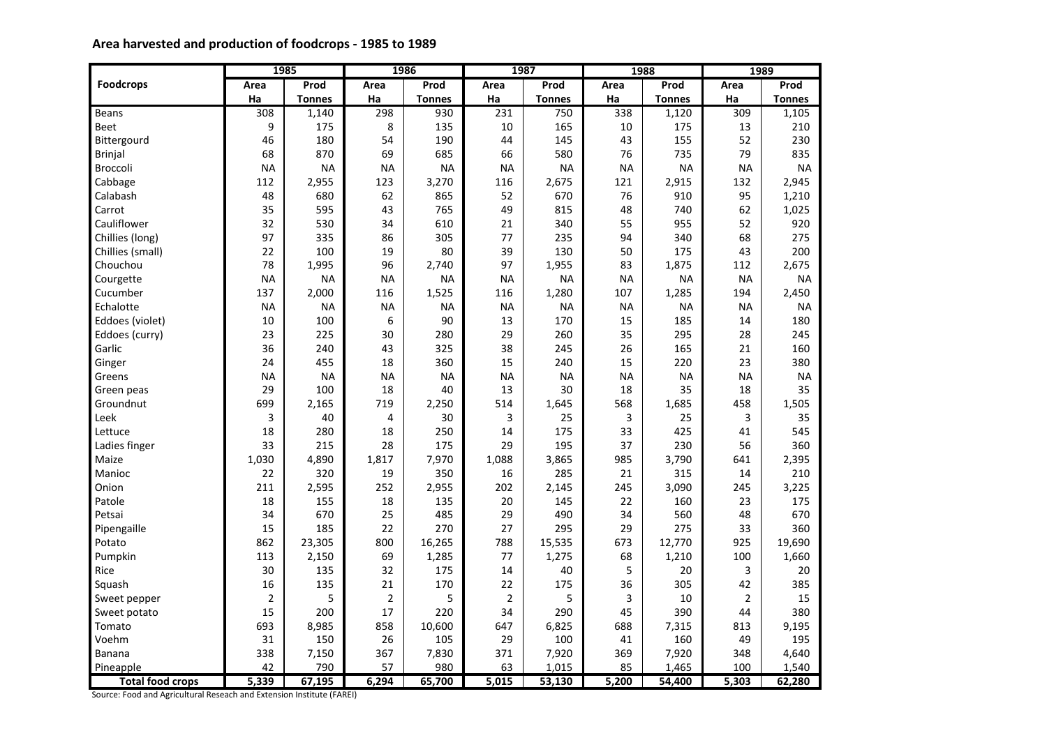## Area harvested and production of foodcrops - 1985 to 1989

| Foodcrops | 1985 | | 1986 | | 1987 | | 1988 | | 1989 | |
|---|---|---|---|---|---|---|---|---|---|---|
| | Area Ha | Prod Tonnes | Area Ha | Prod Tonnes | Area Ha | Prod Tonnes | Area Ha | Prod Tonnes | Area Ha | Prod Tonnes |
| Beans | 308 | 1,140 | 298 | 930 | 231 | 750 | 338 | 1,120 | 309 | 1,105 |
| Beet | 9 | 175 | 8 | 135 | 10 | 165 | 10 | 175 | 13 | 210 |
| Bittergourd | 46 | 180 | 54 | 190 | 44 | 145 | 43 | 155 | 52 | 230 |
| Brinjal | 68 | 870 | 69 | 685 | 66 | 580 | 76 | 735 | 79 | 835 |
| Broccoli | NA | NA | NA | NA | NA | NA | NA | NA | NA | NA |
| Cabbage | 112 | 2,955 | 123 | 3,270 | 116 | 2,675 | 121 | 2,915 | 132 | 2,945 |
| Calabash | 48 | 680 | 62 | 865 | 52 | 670 | 76 | 910 | 95 | 1,210 |
| Carrot | 35 | 595 | 43 | 765 | 49 | 815 | 48 | 740 | 62 | 1,025 |
| Cauliflower | 32 | 530 | 34 | 610 | 21 | 340 | 55 | 955 | 52 | 920 |
| Chillies (long) | 97 | 335 | 86 | 305 | 77 | 235 | 94 | 340 | 68 | 275 |
| Chillies (small) | 22 | 100 | 19 | 80 | 39 | 130 | 50 | 175 | 43 | 200 |
| Chouchou | 78 | 1,995 | 96 | 2,740 | 97 | 1,955 | 83 | 1,875 | 112 | 2,675 |
| Courgette | NA | NA | NA | NA | NA | NA | NA | NA | NA | NA |
| Cucumber | 137 | 2,000 | 116 | 1,525 | 116 | 1,280 | 107 | 1,285 | 194 | 2,450 |
| Echalotte | NA | NA | NA | NA | NA | NA | NA | NA | NA | NA |
| Eddoes (violet) | 10 | 100 | 6 | 90 | 13 | 170 | 15 | 185 | 14 | 180 |
| Eddoes (curry) | 23 | 225 | 30 | 280 | 29 | 260 | 35 | 295 | 28 | 245 |
| Garlic | 36 | 240 | 43 | 325 | 38 | 245 | 26 | 165 | 21 | 160 |
| Ginger | 24 | 455 | 18 | 360 | 15 | 240 | 15 | 220 | 23 | 380 |
| Greens | NA | NA | NA | NA | NA | NA | NA | NA | NA | NA |
| Green peas | 29 | 100 | 18 | 40 | 13 | 30 | 18 | 35 | 18 | 35 |
| Groundnut | 699 | 2,165 | 719 | 2,250 | 514 | 1,645 | 568 | 1,685 | 458 | 1,505 |
| Leek | 3 | 40 | 4 | 30 | 3 | 25 | 3 | 25 | 3 | 35 |
| Lettuce | 18 | 280 | 18 | 250 | 14 | 175 | 33 | 425 | 41 | 545 |
| Ladies finger | 33 | 215 | 28 | 175 | 29 | 195 | 37 | 230 | 56 | 360 |
| Maize | 1,030 | 4,890 | 1,817 | 7,970 | 1,088 | 3,865 | 985 | 3,790 | 641 | 2,395 |
| Manioc | 22 | 320 | 19 | 350 | 16 | 285 | 21 | 315 | 14 | 210 |
| Onion | 211 | 2,595 | 252 | 2,955 | 202 | 2,145 | 245 | 3,090 | 245 | 3,225 |
| Patole | 18 | 155 | 18 | 135 | 20 | 145 | 22 | 160 | 23 | 175 |
| Petsai | 34 | 670 | 25 | 485 | 29 | 490 | 34 | 560 | 48 | 670 |
| Pipengaille | 15 | 185 | 22 | 270 | 27 | 295 | 29 | 275 | 33 | 360 |
| Potato | 862 | 23,305 | 800 | 16,265 | 788 | 15,535 | 673 | 12,770 | 925 | 19,690 |
| Pumpkin | 113 | 2,150 | 69 | 1,285 | 77 | 1,275 | 68 | 1,210 | 100 | 1,660 |
| Rice | 30 | 135 | 32 | 175 | 14 | 40 | 5 | 20 | 3 | 20 |
| Squash | 16 | 135 | 21 | 170 | 22 | 175 | 36 | 305 | 42 | 385 |
| Sweet pepper | 2 | 5 | 2 | 5 | 2 | 5 | 3 | 10 | 2 | 15 |
| Sweet potato | 15 | 200 | 17 | 220 | 34 | 290 | 45 | 390 | 44 | 380 |
| Tomato | 693 | 8,985 | 858 | 10,600 | 647 | 6,825 | 688 | 7,315 | 813 | 9,195 |
| Voehm | 31 | 150 | 26 | 105 | 29 | 100 | 41 | 160 | 49 | 195 |
| Banana | 338 | 7,150 | 367 | 7,830 | 371 | 7,920 | 369 | 7,920 | 348 | 4,640 |
| Pineapple | 42 | 790 | 57 | 980 | 63 | 1,015 | 85 | 1,465 | 100 | 1,540 |
| **Total food crops** | **5,339** | **67,195** | **6,294** | **65,700** | **5,015** | **53,130** | **5,200** | **54,400** | **5,303** | **62,280** |

Source: Food and Agricultural Reseach and Extension Institute (FAREI)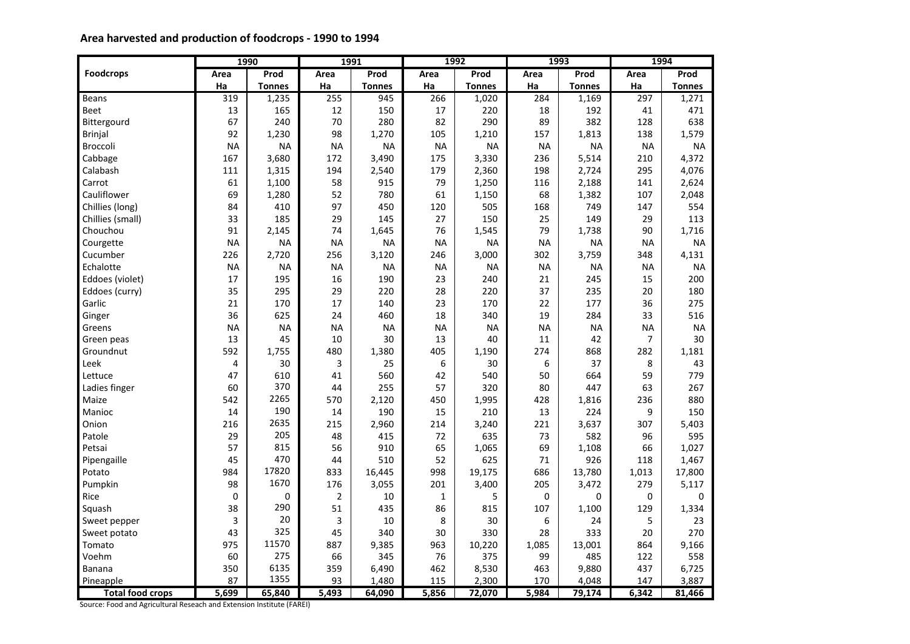## Area harvested and production of foodcrops - 1990 to 1994

| Foodcrops | 1990 | | 1991 | | 1992 | | 1993 | | 1994 | |
|---|---|---|---|---|---|---|---|---|---|---|
| | Area Ha | Prod Tonnes | Area Ha | Prod Tonnes | Area Ha | Prod Tonnes | Area Ha | Prod Tonnes | Area Ha | Prod Tonnes |
| Beans | 319 | 1,235 | 255 | 945 | 266 | 1,020 | 284 | 1,169 | 297 | 1,271 |
| Beet | 13 | 165 | 12 | 150 | 17 | 220 | 18 | 192 | 41 | 471 |
| Bittergourd | 67 | 240 | 70 | 280 | 82 | 290 | 89 | 382 | 128 | 638 |
| Brinjal | 92 | 1,230 | 98 | 1,270 | 105 | 1,210 | 157 | 1,813 | 138 | 1,579 |
| Broccoli | NA | NA | NA | NA | NA | NA | NA | NA | NA | NA |
| Cabbage | 167 | 3,680 | 172 | 3,490 | 175 | 3,330 | 236 | 5,514 | 210 | 4,372 |
| Calabash | 111 | 1,315 | 194 | 2,540 | 179 | 2,360 | 198 | 2,724 | 295 | 4,076 |
| Carrot | 61 | 1,100 | 58 | 915 | 79 | 1,250 | 116 | 2,188 | 141 | 2,624 |
| Cauliflower | 69 | 1,280 | 52 | 780 | 61 | 1,150 | 68 | 1,382 | 107 | 2,048 |
| Chillies (long) | 84 | 410 | 97 | 450 | 120 | 505 | 168 | 749 | 147 | 554 |
| Chillies (small) | 33 | 185 | 29 | 145 | 27 | 150 | 25 | 149 | 29 | 113 |
| Chouchou | 91 | 2,145 | 74 | 1,645 | 76 | 1,545 | 79 | 1,738 | 90 | 1,716 |
| Courgette | NA | NA | NA | NA | NA | NA | NA | NA | NA | NA |
| Cucumber | 226 | 2,720 | 256 | 3,120 | 246 | 3,000 | 302 | 3,759 | 348 | 4,131 |
| Echalotte | NA | NA | NA | NA | NA | NA | NA | NA | NA | NA |
| Eddoes (violet) | 17 | 195 | 16 | 190 | 23 | 240 | 21 | 245 | 15 | 200 |
| Eddoes (curry) | 35 | 295 | 29 | 220 | 28 | 220 | 37 | 235 | 20 | 180 |
| Garlic | 21 | 170 | 17 | 140 | 23 | 170 | 22 | 177 | 36 | 275 |
| Ginger | 36 | 625 | 24 | 460 | 18 | 340 | 19 | 284 | 33 | 516 |
| Greens | NA | NA | NA | NA | NA | NA | NA | NA | NA | NA |
| Green peas | 13 | 45 | 10 | 30 | 13 | 40 | 11 | 42 | 7 | 30 |
| Groundnut | 592 | 1,755 | 480 | 1,380 | 405 | 1,190 | 274 | 868 | 282 | 1,181 |
| Leek | 4 | 30 | 3 | 25 | 6 | 30 | 6 | 37 | 8 | 43 |
| Lettuce | 47 | 610 | 41 | 560 | 42 | 540 | 50 | 664 | 59 | 779 |
| Ladies finger | 60 | 370 | 44 | 255 | 57 | 320 | 80 | 447 | 63 | 267 |
| Maize | 542 | 2265 | 570 | 2,120 | 450 | 1,995 | 428 | 1,816 | 236 | 880 |
| Manioc | 14 | 190 | 14 | 190 | 15 | 210 | 13 | 224 | 9 | 150 |
| Onion | 216 | 2635 | 215 | 2,960 | 214 | 3,240 | 221 | 3,637 | 307 | 5,403 |
| Patole | 29 | 205 | 48 | 415 | 72 | 635 | 73 | 582 | 96 | 595 |
| Petsai | 57 | 815 | 56 | 910 | 65 | 1,065 | 69 | 1,108 | 66 | 1,027 |
| Pipengaille | 45 | 470 | 44 | 510 | 52 | 625 | 71 | 926 | 118 | 1,467 |
| Potato | 984 | 17820 | 833 | 16,445 | 998 | 19,175 | 686 | 13,780 | 1,013 | 17,800 |
| Pumpkin | 98 | 1670 | 176 | 3,055 | 201 | 3,400 | 205 | 3,472 | 279 | 5,117 |
| Rice | 0 | 0 | 2 | 10 | 1 | 5 | 0 | 0 | 0 | 0 |
| Squash | 38 | 290 | 51 | 435 | 86 | 815 | 107 | 1,100 | 129 | 1,334 |
| Sweet pepper | 3 | 20 | 3 | 10 | 8 | 30 | 6 | 24 | 5 | 23 |
| Sweet potato | 43 | 325 | 45 | 340 | 30 | 330 | 28 | 333 | 20 | 270 |
| Tomato | 975 | 11570 | 887 | 9,385 | 963 | 10,220 | 1,085 | 13,001 | 864 | 9,166 |
| Voehm | 60 | 275 | 66 | 345 | 76 | 375 | 99 | 485 | 122 | 558 |
| Banana | 350 | 6135 | 359 | 6,490 | 462 | 8,530 | 463 | 9,880 | 437 | 6,725 |
| Pineapple | 87 | 1355 | 93 | 1,480 | 115 | 2,300 | 170 | 4,048 | 147 | 3,887 |
| **Total food crops** | **5,699** | **65,840** | **5,493** | **64,090** | **5,856** | **72,070** | **5,984** | **79,174** | **6,342** | **81,466** |

Source: Food and Agricultural Reseach and Extension Institute (FAREI)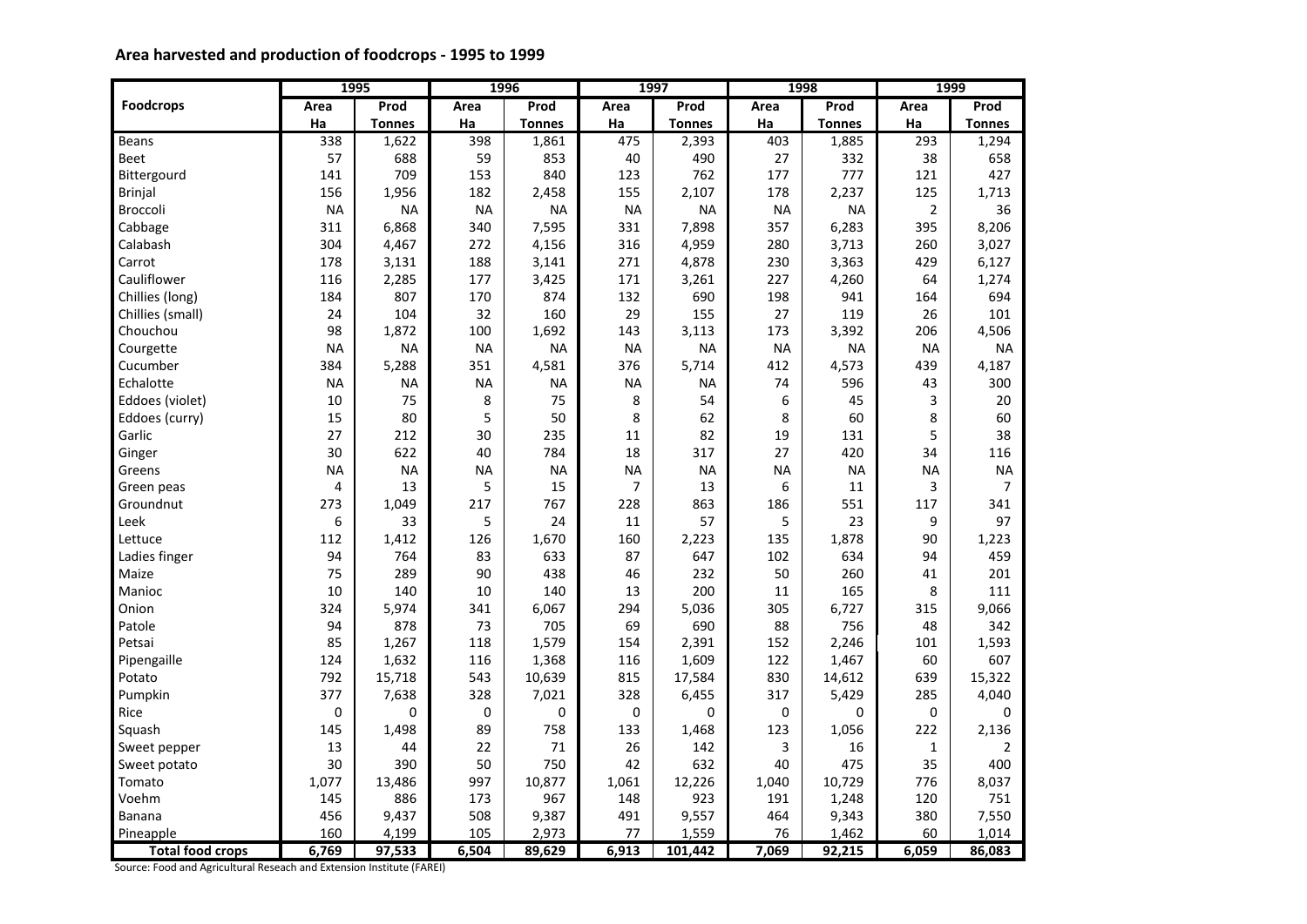**Area harvested and production of foodcrops - 1995 to 1999**

| Foodcrops | 1995 | | 1996 | | 1997 | | 1998 | | 1999 | |
|---|---|---|---|---|---|---|---|---|---|---|
| | Area Ha | Prod Tonnes | Area Ha | Prod Tonnes | Area Ha | Prod Tonnes | Area Ha | Prod Tonnes | Area Ha | Prod Tonnes |
| Beans | 338 | 1,622 | 398 | 1,861 | 475 | 2,393 | 403 | 1,885 | 293 | 1,294 |
| Beet | 57 | 688 | 59 | 853 | 40 | 490 | 27 | 332 | 38 | 658 |
| Bittergourd | 141 | 709 | 153 | 840 | 123 | 762 | 177 | 777 | 121 | 427 |
| Brinjal | 156 | 1,956 | 182 | 2,458 | 155 | 2,107 | 178 | 2,237 | 125 | 1,713 |
| Broccoli | NA | NA | NA | NA | NA | NA | NA | NA | 2 | 36 |
| Cabbage | 311 | 6,868 | 340 | 7,595 | 331 | 7,898 | 357 | 6,283 | 395 | 8,206 |
| Calabash | 304 | 4,467 | 272 | 4,156 | 316 | 4,959 | 280 | 3,713 | 260 | 3,027 |
| Carrot | 178 | 3,131 | 188 | 3,141 | 271 | 4,878 | 230 | 3,363 | 429 | 6,127 |
| Cauliflower | 116 | 2,285 | 177 | 3,425 | 171 | 3,261 | 227 | 4,260 | 64 | 1,274 |
| Chillies (long) | 184 | 807 | 170 | 874 | 132 | 690 | 198 | 941 | 164 | 694 |
| Chillies (small) | 24 | 104 | 32 | 160 | 29 | 155 | 27 | 119 | 26 | 101 |
| Chouchou | 98 | 1,872 | 100 | 1,692 | 143 | 3,113 | 173 | 3,392 | 206 | 4,506 |
| Courgette | NA | NA | NA | NA | NA | NA | NA | NA | NA | NA |
| Cucumber | 384 | 5,288 | 351 | 4,581 | 376 | 5,714 | 412 | 4,573 | 439 | 4,187 |
| Echalotte | NA | NA | NA | NA | NA | NA | 74 | 596 | 43 | 300 |
| Eddoes (violet) | 10 | 75 | 8 | 75 | 8 | 54 | 6 | 45 | 3 | 20 |
| Eddoes (curry) | 15 | 80 | 5 | 50 | 8 | 62 | 8 | 60 | 8 | 60 |
| Garlic | 27 | 212 | 30 | 235 | 11 | 82 | 19 | 131 | 5 | 38 |
| Ginger | 30 | 622 | 40 | 784 | 18 | 317 | 27 | 420 | 34 | 116 |
| Greens | NA | NA | NA | NA | NA | NA | NA | NA | NA | NA |
| Green peas | 4 | 13 | 5 | 15 | 7 | 13 | 6 | 11 | 3 | 7 |
| Groundnut | 273 | 1,049 | 217 | 767 | 228 | 863 | 186 | 551 | 117 | 341 |
| Leek | 6 | 33 | 5 | 24 | 11 | 57 | 5 | 23 | 9 | 97 |
| Lettuce | 112 | 1,412 | 126 | 1,670 | 160 | 2,223 | 135 | 1,878 | 90 | 1,223 |
| Ladies finger | 94 | 764 | 83 | 633 | 87 | 647 | 102 | 634 | 94 | 459 |
| Maize | 75 | 289 | 90 | 438 | 46 | 232 | 50 | 260 | 41 | 201 |
| Manioc | 10 | 140 | 10 | 140 | 13 | 200 | 11 | 165 | 8 | 111 |
| Onion | 324 | 5,974 | 341 | 6,067 | 294 | 5,036 | 305 | 6,727 | 315 | 9,066 |
| Patole | 94 | 878 | 73 | 705 | 69 | 690 | 88 | 756 | 48 | 342 |
| Petsai | 85 | 1,267 | 118 | 1,579 | 154 | 2,391 | 152 | 2,246 | 101 | 1,593 |
| Pipengaille | 124 | 1,632 | 116 | 1,368 | 116 | 1,609 | 122 | 1,467 | 60 | 607 |
| Potato | 792 | 15,718 | 543 | 10,639 | 815 | 17,584 | 830 | 14,612 | 639 | 15,322 |
| Pumpkin | 377 | 7,638 | 328 | 7,021 | 328 | 6,455 | 317 | 5,429 | 285 | 4,040 |
| Rice | 0 | 0 | 0 | 0 | 0 | 0 | 0 | 0 | 0 | 0 |
| Squash | 145 | 1,498 | 89 | 758 | 133 | 1,468 | 123 | 1,056 | 222 | 2,136 |
| Sweet pepper | 13 | 44 | 22 | 71 | 26 | 142 | 3 | 16 | 1 | 2 |
| Sweet potato | 30 | 390 | 50 | 750 | 42 | 632 | 40 | 475 | 35 | 400 |
| Tomato | 1,077 | 13,486 | 997 | 10,877 | 1,061 | 12,226 | 1,040 | 10,729 | 776 | 8,037 |
| Voehm | 145 | 886 | 173 | 967 | 148 | 923 | 191 | 1,248 | 120 | 751 |
| Banana | 456 | 9,437 | 508 | 9,387 | 491 | 9,557 | 464 | 9,343 | 380 | 7,550 |
| Pineapple | 160 | 4,199 | 105 | 2,973 | 77 | 1,559 | 76 | 1,462 | 60 | 1,014 |
| **Total food crops** | **6,769** | **97,533** | **6,504** | **89,629** | **6,913** | **101,442** | **7,069** | **92,215** | **6,059** | **86,083** |

Source: Food and Agricultural Reseach and Extension Institute (FAREI)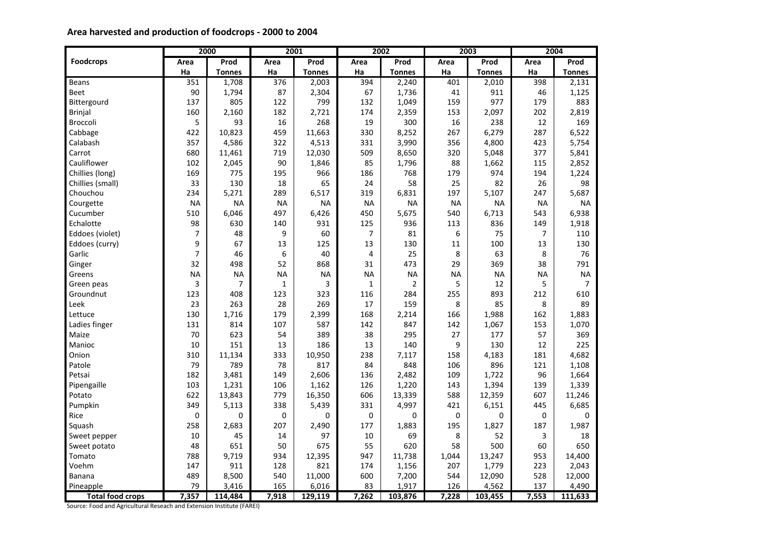## Area harvested and production of foodcrops - 2000 to 2004

| Foodcrops | 2000 | | 2001 | | 2002 | | 2003 | | 2004 | |
|---|---|---|---|---|---|---|---|---|---|---|
| | Area Ha | Prod Tonnes | Area Ha | Prod Tonnes | Area Ha | Prod Tonnes | Area Ha | Prod Tonnes | Area Ha | Prod Tonnes |
| Beans | 351 | 1,708 | 376 | 2,003 | 394 | 2,240 | 401 | 2,010 | 398 | 2,131 |
| Beet | 90 | 1,794 | 87 | 2,304 | 67 | 1,736 | 41 | 911 | 46 | 1,125 |
| Bittergourd | 137 | 805 | 122 | 799 | 132 | 1,049 | 159 | 977 | 179 | 883 |
| Brinjal | 160 | 2,160 | 182 | 2,721 | 174 | 2,359 | 153 | 2,097 | 202 | 2,819 |
| Broccoli | 5 | 93 | 16 | 268 | 19 | 300 | 16 | 238 | 12 | 169 |
| Cabbage | 422 | 10,823 | 459 | 11,663 | 330 | 8,252 | 267 | 6,279 | 287 | 6,522 |
| Calabash | 357 | 4,586 | 322 | 4,513 | 331 | 3,990 | 356 | 4,800 | 423 | 5,754 |
| Carrot | 680 | 11,461 | 719 | 12,030 | 509 | 8,650 | 320 | 5,048 | 377 | 5,841 |
| Cauliflower | 102 | 2,045 | 90 | 1,846 | 85 | 1,796 | 88 | 1,662 | 115 | 2,852 |
| Chillies (long) | 169 | 775 | 195 | 966 | 186 | 768 | 179 | 974 | 194 | 1,224 |
| Chillies (small) | 33 | 130 | 18 | 65 | 24 | 58 | 25 | 82 | 26 | 98 |
| Chouchou | 234 | 5,271 | 289 | 6,517 | 319 | 6,831 | 197 | 5,107 | 247 | 5,687 |
| Courgette | NA | NA | NA | NA | NA | NA | NA | NA | NA | NA |
| Cucumber | 510 | 6,046 | 497 | 6,426 | 450 | 5,675 | 540 | 6,713 | 543 | 6,938 |
| Echalotte | 98 | 630 | 140 | 931 | 125 | 936 | 113 | 836 | 149 | 1,918 |
| Eddoes (violet) | 7 | 48 | 9 | 60 | 7 | 81 | 6 | 75 | 7 | 110 |
| Eddoes (curry) | 9 | 67 | 13 | 125 | 13 | 130 | 11 | 100 | 13 | 130 |
| Garlic | 7 | 46 | 6 | 40 | 4 | 25 | 8 | 63 | 8 | 76 |
| Ginger | 32 | 498 | 52 | 868 | 31 | 473 | 29 | 369 | 38 | 791 |
| Greens | NA | NA | NA | NA | NA | NA | NA | NA | NA | NA |
| Green peas | 3 | 7 | 1 | 3 | 1 | 2 | 5 | 12 | 5 | 7 |
| Groundnut | 123 | 408 | 123 | 323 | 116 | 284 | 255 | 893 | 212 | 610 |
| Leek | 23 | 263 | 28 | 269 | 17 | 159 | 8 | 85 | 8 | 89 |
| Lettuce | 130 | 1,716 | 179 | 2,399 | 168 | 2,214 | 166 | 1,988 | 162 | 1,883 |
| Ladies finger | 131 | 814 | 107 | 587 | 142 | 847 | 142 | 1,067 | 153 | 1,070 |
| Maize | 70 | 623 | 54 | 389 | 38 | 295 | 27 | 177 | 57 | 369 |
| Manioc | 10 | 151 | 13 | 186 | 13 | 140 | 9 | 130 | 12 | 225 |
| Onion | 310 | 11,134 | 333 | 10,950 | 238 | 7,117 | 158 | 4,183 | 181 | 4,682 |
| Patole | 79 | 789 | 78 | 817 | 84 | 848 | 106 | 896 | 121 | 1,108 |
| Petsai | 182 | 3,481 | 149 | 2,606 | 136 | 2,482 | 109 | 1,722 | 96 | 1,664 |
| Pipengaille | 103 | 1,231 | 106 | 1,162 | 126 | 1,220 | 143 | 1,394 | 139 | 1,339 |
| Potato | 622 | 13,843 | 779 | 16,350 | 606 | 13,339 | 588 | 12,359 | 607 | 11,246 |
| Pumpkin | 349 | 5,113 | 338 | 5,439 | 331 | 4,997 | 421 | 6,151 | 445 | 6,685 |
| Rice | 0 | 0 | 0 | 0 | 0 | 0 | 0 | 0 | 0 | 0 |
| Squash | 258 | 2,683 | 207 | 2,490 | 177 | 1,883 | 195 | 1,827 | 187 | 1,987 |
| Sweet pepper | 10 | 45 | 14 | 97 | 10 | 69 | 8 | 52 | 3 | 18 |
| Sweet potato | 48 | 651 | 50 | 675 | 55 | 620 | 58 | 500 | 60 | 650 |
| Tomato | 788 | 9,719 | 934 | 12,395 | 947 | 11,738 | 1,044 | 13,247 | 953 | 14,400 |
| Voehm | 147 | 911 | 128 | 821 | 174 | 1,156 | 207 | 1,779 | 223 | 2,043 |
| Banana | 489 | 8,500 | 540 | 11,000 | 600 | 7,200 | 544 | 12,090 | 528 | 12,000 |
| Pineapple | 79 | 3,416 | 165 | 6,016 | 83 | 1,917 | 126 | 4,562 | 137 | 4,490 |
| **Total food crops** | **7,357** | **114,484** | **7,918** | **129,119** | **7,262** | **103,876** | **7,228** | **103,455** | **7,553** | **111,633** |

Source: Food and Agricultural Reseach and Extension Institute (FAREI)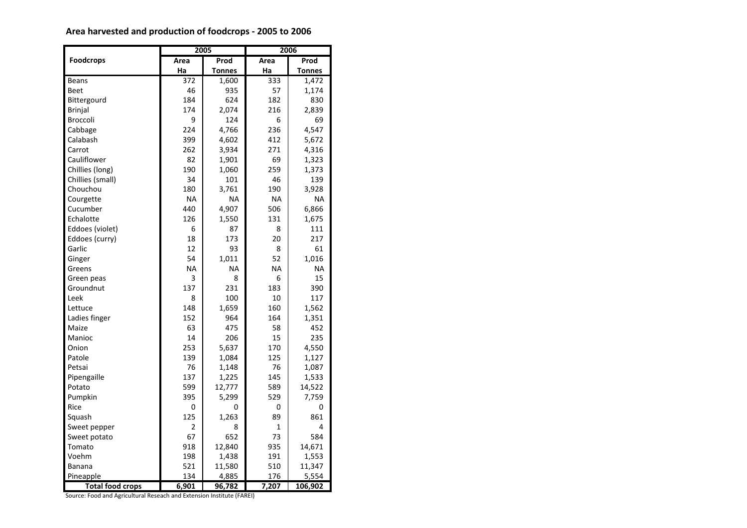**Area harvested and production of foodcrops - 2005 to 2006**

| Foodcrops | 2005 | | 2006 | |
|---|---|---|---|---|
| | Area Ha | Prod Tonnes | Area Ha | Prod Tonnes |
| Beans | 372 | 1,600 | 333 | 1,472 |
| Beet | 46 | 935 | 57 | 1,174 |
| Bittergourd | 184 | 624 | 182 | 830 |
| Brinjal | 174 | 2,074 | 216 | 2,839 |
| Broccoli | 9 | 124 | 6 | 69 |
| Cabbage | 224 | 4,766 | 236 | 4,547 |
| Calabash | 399 | 4,602 | 412 | 5,672 |
| Carrot | 262 | 3,934 | 271 | 4,316 |
| Cauliflower | 82 | 1,901 | 69 | 1,323 |
| Chillies (long) | 190 | 1,060 | 259 | 1,373 |
| Chillies (small) | 34 | 101 | 46 | 139 |
| Chouchou | 180 | 3,761 | 190 | 3,928 |
| Courgette | NA | NA | NA | NA |
| Cucumber | 440 | 4,907 | 506 | 6,866 |
| Echalotte | 126 | 1,550 | 131 | 1,675 |
| Eddoes (violet) | 6 | 87 | 8 | 111 |
| Eddoes (curry) | 18 | 173 | 20 | 217 |
| Garlic | 12 | 93 | 8 | 61 |
| Ginger | 54 | 1,011 | 52 | 1,016 |
| Greens | NA | NA | NA | NA |
| Green peas | 3 | 8 | 6 | 15 |
| Groundnut | 137 | 231 | 183 | 390 |
| Leek | 8 | 100 | 10 | 117 |
| Lettuce | 148 | 1,659 | 160 | 1,562 |
| Ladies finger | 152 | 964 | 164 | 1,351 |
| Maize | 63 | 475 | 58 | 452 |
| Manioc | 14 | 206 | 15 | 235 |
| Onion | 253 | 5,637 | 170 | 4,550 |
| Patole | 139 | 1,084 | 125 | 1,127 |
| Petsai | 76 | 1,148 | 76 | 1,087 |
| Pipengaille | 137 | 1,225 | 145 | 1,533 |
| Potato | 599 | 12,777 | 589 | 14,522 |
| Pumpkin | 395 | 5,299 | 529 | 7,759 |
| Rice | 0 | 0 | 0 | 0 |
| Squash | 125 | 1,263 | 89 | 861 |
| Sweet pepper | 2 | 8 | 1 | 4 |
| Sweet potato | 67 | 652 | 73 | 584 |
| Tomato | 918 | 12,840 | 935 | 14,671 |
| Voehm | 198 | 1,438 | 191 | 1,553 |
| Banana | 521 | 11,580 | 510 | 11,347 |
| Pineapple | 134 | 4,885 | 176 | 5,554 |
| **Total food crops** | **6,901** | **96,782** | **7,207** | **106,902** |

Source: Food and Agricultural Reseach and Extension Institute (FAREI)